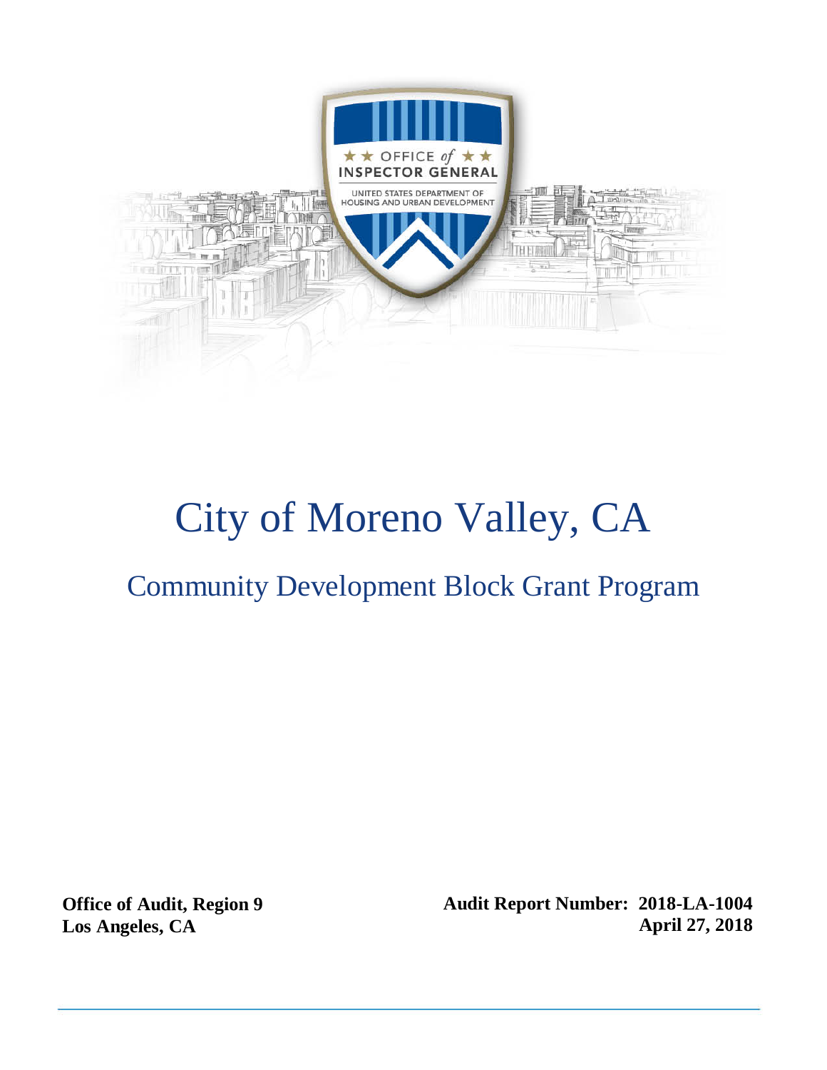# City of Moreno Valley, CA

## Community Development Block Grant Program

**Office of Audit, Region 9**
**Los Angeles, CA**

**Audit Report Number: 2018-LA-1004**
**April 27, 2018**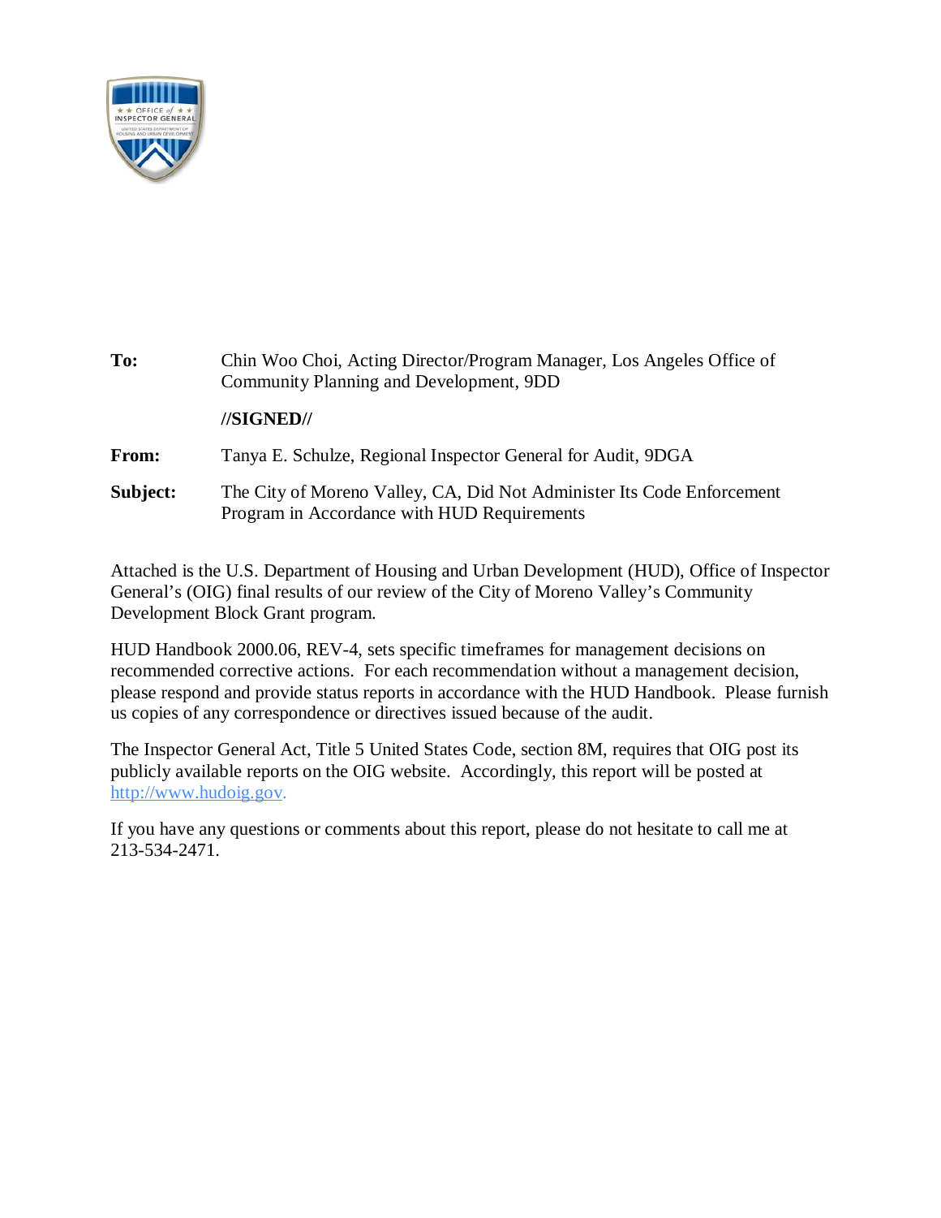**To:** Chin Woo Choi, Acting Director/Program Manager, Los Angeles Office of Community Planning and Development, 9DD

**//SIGNED//**

**From:** Tanya E. Schulze, Regional Inspector General for Audit, 9DGA

**Subject:** The City of Moreno Valley, CA, Did Not Administer Its Code Enforcement Program in Accordance with HUD Requirements

Attached is the U.S. Department of Housing and Urban Development (HUD), Office of Inspector General's (OIG) final results of our review of the City of Moreno Valley's Community Development Block Grant program.

HUD Handbook 2000.06, REV-4, sets specific timeframes for management decisions on recommended corrective actions. For each recommendation without a management decision, please respond and provide status reports in accordance with the HUD Handbook. Please furnish us copies of any correspondence or directives issued because of the audit.

The Inspector General Act, Title 5 United States Code, section 8M, requires that OIG post its publicly available reports on the OIG website. Accordingly, this report will be posted at http://www.hudoig.gov.

If you have any questions or comments about this report, please do not hesitate to call me at 213-534-2471.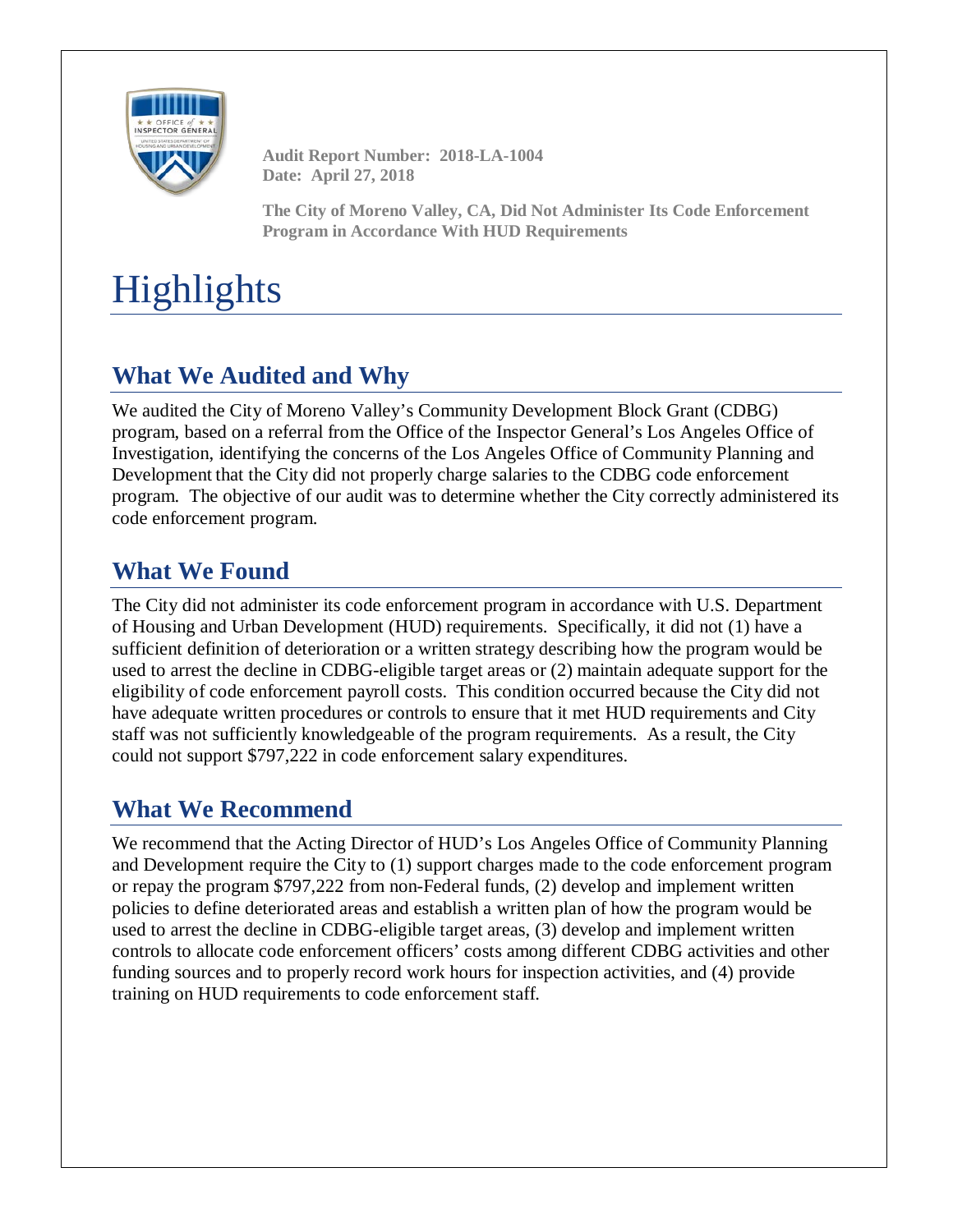**Audit Report Number: 2018-LA-1004**
**Date: April 27, 2018**

**The City of Moreno Valley, CA, Did Not Administer Its Code Enforcement Program in Accordance With HUD Requirements**

# Highlights

## What We Audited and Why

We audited the City of Moreno Valley's Community Development Block Grant (CDBG) program, based on a referral from the Office of the Inspector General's Los Angeles Office of Investigation, identifying the concerns of the Los Angeles Office of Community Planning and Development that the City did not properly charge salaries to the CDBG code enforcement program. The objective of our audit was to determine whether the City correctly administered its code enforcement program.

## What We Found

The City did not administer its code enforcement program in accordance with U.S. Department of Housing and Urban Development (HUD) requirements. Specifically, it did not (1) have a sufficient definition of deterioration or a written strategy describing how the program would be used to arrest the decline in CDBG-eligible target areas or (2) maintain adequate support for the eligibility of code enforcement payroll costs. This condition occurred because the City did not have adequate written procedures or controls to ensure that it met HUD requirements and City staff was not sufficiently knowledgeable of the program requirements. As a result, the City could not support $797,222 in code enforcement salary expenditures.

## What We Recommend

We recommend that the Acting Director of HUD's Los Angeles Office of Community Planning and Development require the City to (1) support charges made to the code enforcement program or repay the program $797,222 from non-Federal funds, (2) develop and implement written policies to define deteriorated areas and establish a written plan of how the program would be used to arrest the decline in CDBG-eligible target areas, (3) develop and implement written controls to allocate code enforcement officers' costs among different CDBG activities and other funding sources and to properly record work hours for inspection activities, and (4) provide training on HUD requirements to code enforcement staff.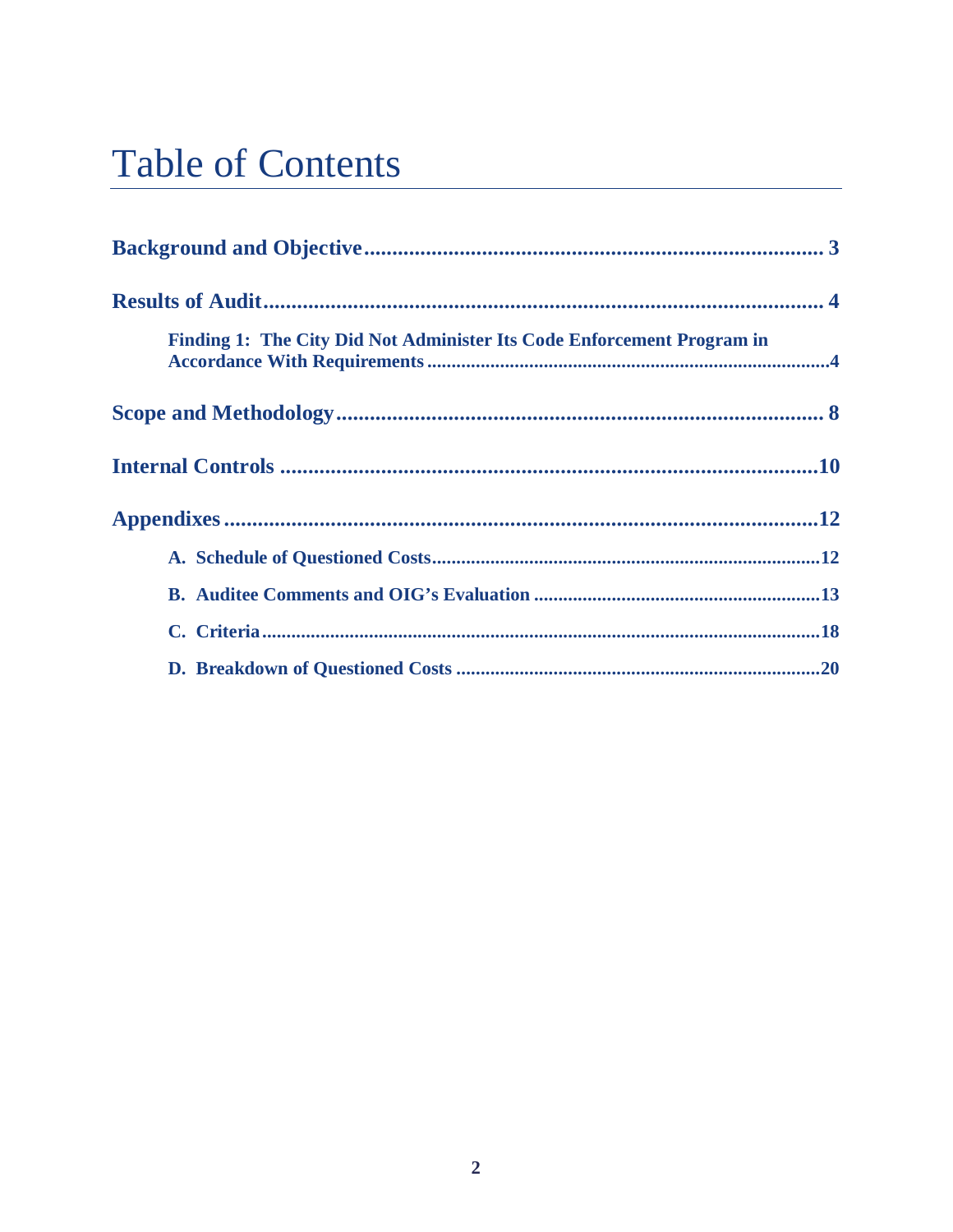# Table of Contents

**Background and Objective** .................................................................................. 3

**Results of Audit** .................................................................................................. 4

**Finding 1: The City Did Not Administer Its Code Enforcement Program in Accordance With Requirements** ...................................................................................4

**Scope and Methodology** ....................................................................................... 8

**Internal Controls** ................................................................................................10

**Appendixes** .........................................................................................................12

**A. Schedule of Questioned Costs** ...............................................................................12

**B. Auditee Comments and OIG's Evaluation** ..........................................................13

**C. Criteria** .................................................................................................................18

**D. Breakdown of Questioned Costs** .........................................................................20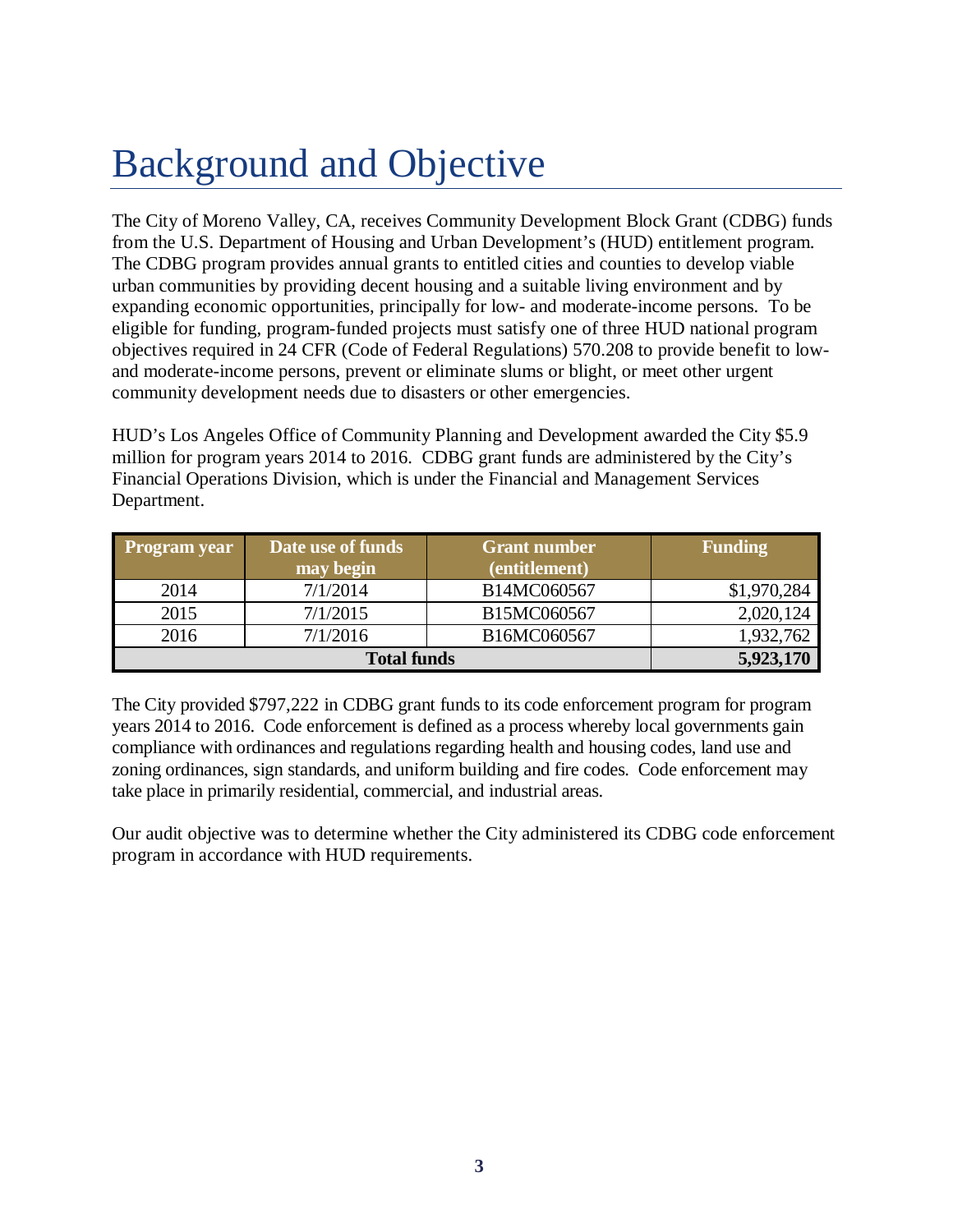# Background and Objective

The City of Moreno Valley, CA, receives Community Development Block Grant (CDBG) funds from the U.S. Department of Housing and Urban Development's (HUD) entitlement program. The CDBG program provides annual grants to entitled cities and counties to develop viable urban communities by providing decent housing and a suitable living environment and by expanding economic opportunities, principally for low- and moderate-income persons. To be eligible for funding, program-funded projects must satisfy one of three HUD national program objectives required in 24 CFR (Code of Federal Regulations) 570.208 to provide benefit to low- and moderate-income persons, prevent or eliminate slums or blight, or meet other urgent community development needs due to disasters or other emergencies.

HUD's Los Angeles Office of Community Planning and Development awarded the City $5.9 million for program years 2014 to 2016. CDBG grant funds are administered by the City's Financial Operations Division, which is under the Financial and Management Services Department.

| Program year | Date use of funds may begin | Grant number (entitlement) | Funding |
|---|---|---|---|
| 2014 | 7/1/2014 | B14MC060567 | $1,970,284 |
| 2015 | 7/1/2015 | B15MC060567 | 2,020,124 |
| 2016 | 7/1/2016 | B16MC060567 | 1,932,762 |
| **Total funds** | | | **5,923,170** |

The City provided $797,222 in CDBG grant funds to its code enforcement program for program years 2014 to 2016. Code enforcement is defined as a process whereby local governments gain compliance with ordinances and regulations regarding health and housing codes, land use and zoning ordinances, sign standards, and uniform building and fire codes. Code enforcement may take place in primarily residential, commercial, and industrial areas.

Our audit objective was to determine whether the City administered its CDBG code enforcement program in accordance with HUD requirements.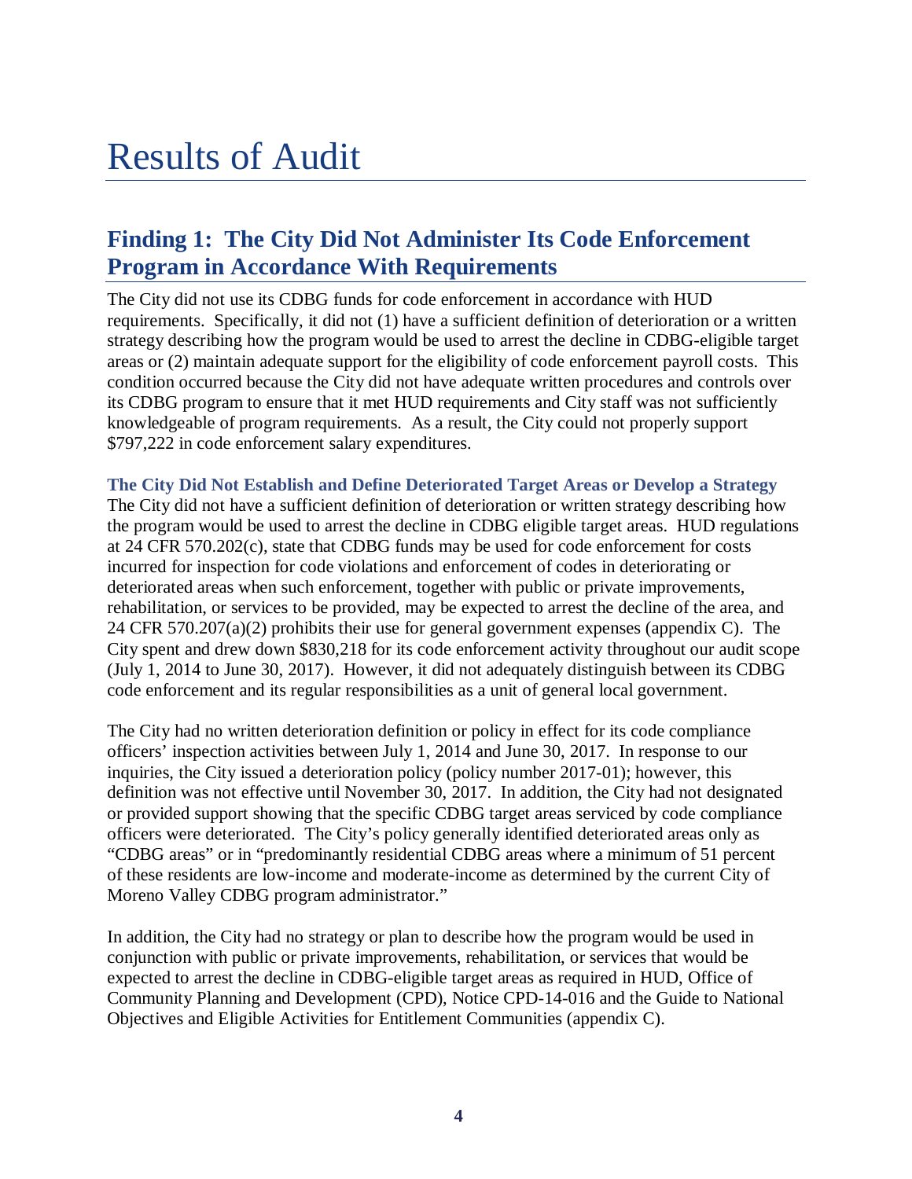# Results of Audit

## Finding 1: The City Did Not Administer Its Code Enforcement Program in Accordance With Requirements

The City did not use its CDBG funds for code enforcement in accordance with HUD requirements. Specifically, it did not (1) have a sufficient definition of deterioration or a written strategy describing how the program would be used to arrest the decline in CDBG-eligible target areas or (2) maintain adequate support for the eligibility of code enforcement payroll costs. This condition occurred because the City did not have adequate written procedures and controls over its CDBG program to ensure that it met HUD requirements and City staff was not sufficiently knowledgeable of program requirements. As a result, the City could not properly support $797,222 in code enforcement salary expenditures.

### The City Did Not Establish and Define Deteriorated Target Areas or Develop a Strategy

The City did not have a sufficient definition of deterioration or written strategy describing how the program would be used to arrest the decline in CDBG eligible target areas. HUD regulations at 24 CFR 570.202(c), state that CDBG funds may be used for code enforcement for costs incurred for inspection for code violations and enforcement of codes in deteriorating or deteriorated areas when such enforcement, together with public or private improvements, rehabilitation, or services to be provided, may be expected to arrest the decline of the area, and 24 CFR 570.207(a)(2) prohibits their use for general government expenses (appendix C). The City spent and drew down $830,218 for its code enforcement activity throughout our audit scope (July 1, 2014 to June 30, 2017). However, it did not adequately distinguish between its CDBG code enforcement and its regular responsibilities as a unit of general local government.

The City had no written deterioration definition or policy in effect for its code compliance officers' inspection activities between July 1, 2014 and June 30, 2017. In response to our inquiries, the City issued a deterioration policy (policy number 2017-01); however, this definition was not effective until November 30, 2017. In addition, the City had not designated or provided support showing that the specific CDBG target areas serviced by code compliance officers were deteriorated. The City's policy generally identified deteriorated areas only as "CDBG areas" or in "predominantly residential CDBG areas where a minimum of 51 percent of these residents are low-income and moderate-income as determined by the current City of Moreno Valley CDBG program administrator."

In addition, the City had no strategy or plan to describe how the program would be used in conjunction with public or private improvements, rehabilitation, or services that would be expected to arrest the decline in CDBG-eligible target areas as required in HUD, Office of Community Planning and Development (CPD), Notice CPD-14-016 and the Guide to National Objectives and Eligible Activities for Entitlement Communities (appendix C).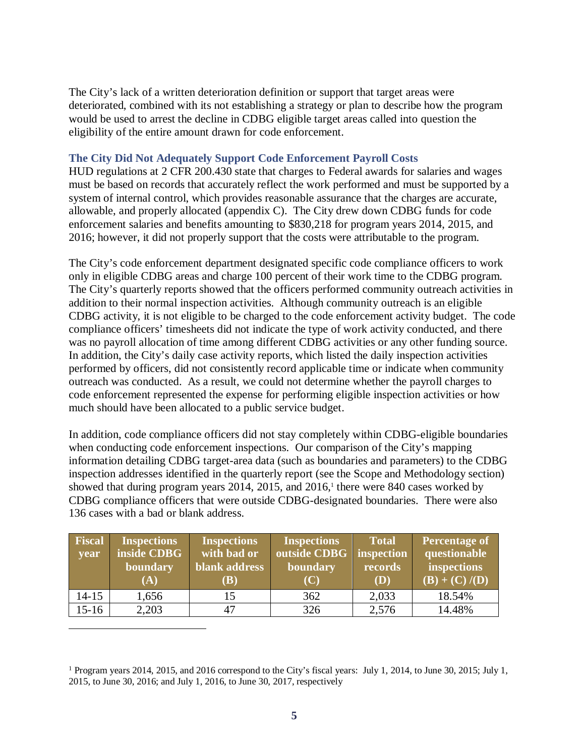The City's lack of a written deterioration definition or support that target areas were deteriorated, combined with its not establishing a strategy or plan to describe how the program would be used to arrest the decline in CDBG eligible target areas called into question the eligibility of the entire amount drawn for code enforcement.

### The City Did Not Adequately Support Code Enforcement Payroll Costs

HUD regulations at 2 CFR 200.430 state that charges to Federal awards for salaries and wages must be based on records that accurately reflect the work performed and must be supported by a system of internal control, which provides reasonable assurance that the charges are accurate, allowable, and properly allocated (appendix C). The City drew down CDBG funds for code enforcement salaries and benefits amounting to $830,218 for program years 2014, 2015, and 2016; however, it did not properly support that the costs were attributable to the program.

The City's code enforcement department designated specific code compliance officers to work only in eligible CDBG areas and charge 100 percent of their work time to the CDBG program. The City's quarterly reports showed that the officers performed community outreach activities in addition to their normal inspection activities. Although community outreach is an eligible CDBG activity, it is not eligible to be charged to the code enforcement activity budget. The code compliance officers' timesheets did not indicate the type of work activity conducted, and there was no payroll allocation of time among different CDBG activities or any other funding source. In addition, the City's daily case activity reports, which listed the daily inspection activities performed by officers, did not consistently record applicable time or indicate when community outreach was conducted. As a result, we could not determine whether the payroll charges to code enforcement represented the expense for performing eligible inspection activities or how much should have been allocated to a public service budget.

In addition, code compliance officers did not stay completely within CDBG-eligible boundaries when conducting code enforcement inspections. Our comparison of the City's mapping information detailing CDBG target-area data (such as boundaries and parameters) to the CDBG inspection addresses identified in the quarterly report (see the Scope and Methodology section) showed that during program years 2014, 2015, and 2016,[1] there were 840 cases worked by CDBG compliance officers that were outside CDBG-designated boundaries. There were also 136 cases with a bad or blank address.

| Fiscal year | Inspections inside CDBG boundary (A) | Inspections with bad or blank address (B) | Inspections outside CDBG boundary (C) | Total inspection records (D) | Percentage of questionable inspections (B) + (C) /(D) |
|---|---|---|---|---|---|
| 14-15 | 1,656 | 15 | 362 | 2,033 | 18.54% |
| 15-16 | 2,203 | 47 | 326 | 2,576 | 14.48% |

[1] Program years 2014, 2015, and 2016 correspond to the City's fiscal years: July 1, 2014, to June 30, 2015; July 1, 2015, to June 30, 2016; and July 1, 2016, to June 30, 2017, respectively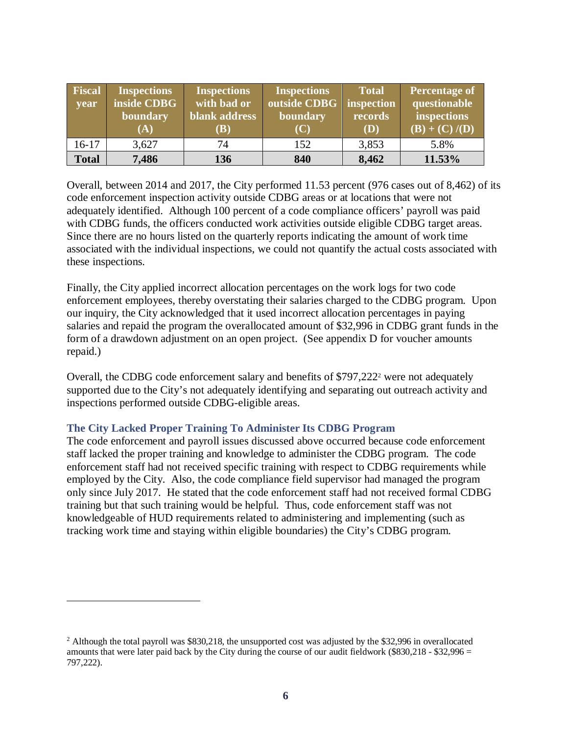| Fiscal year | Inspections inside CDBG boundary (A) | Inspections with bad or blank address (B) | Inspections outside CDBG boundary (C) | Total inspection records (D) | Percentage of questionable inspections (B) + (C) /(D) |
|---|---|---|---|---|---|
| 16-17 | 3,627 | 74 | 152 | 3,853 | 5.8% |
| **Total** | **7,486** | **136** | **840** | **8,462** | **11.53%** |

Overall, between 2014 and 2017, the City performed 11.53 percent (976 cases out of 8,462) of its code enforcement inspection activity outside CDBG areas or at locations that were not adequately identified. Although 100 percent of a code compliance officers' payroll was paid with CDBG funds, the officers conducted work activities outside eligible CDBG target areas. Since there are no hours listed on the quarterly reports indicating the amount of work time associated with the individual inspections, we could not quantify the actual costs associated with these inspections.

Finally, the City applied incorrect allocation percentages on the work logs for two code enforcement employees, thereby overstating their salaries charged to the CDBG program. Upon our inquiry, the City acknowledged that it used incorrect allocation percentages in paying salaries and repaid the program the overallocated amount of $32,996 in CDBG grant funds in the form of a drawdown adjustment on an open project. (See appendix D for voucher amounts repaid.)

Overall, the CDBG code enforcement salary and benefits of $797,222[2] were not adequately supported due to the City's not adequately identifying and separating out outreach activity and inspections performed outside CDBG-eligible areas.

### The City Lacked Proper Training To Administer Its CDBG Program

The code enforcement and payroll issues discussed above occurred because code enforcement staff lacked the proper training and knowledge to administer the CDBG program. The code enforcement staff had not received specific training with respect to CDBG requirements while employed by the City. Also, the code compliance field supervisor had managed the program only since July 2017. He stated that the code enforcement staff had not received formal CDBG training but that such training would be helpful. Thus, code enforcement staff was not knowledgeable of HUD requirements related to administering and implementing (such as tracking work time and staying within eligible boundaries) the City's CDBG program.

---

[2] Although the total payroll was $830,218, the unsupported cost was adjusted by the $32,996 in overallocated amounts that were later paid back by the City during the course of our audit fieldwork ($830,218 - $32,996 = 797,222).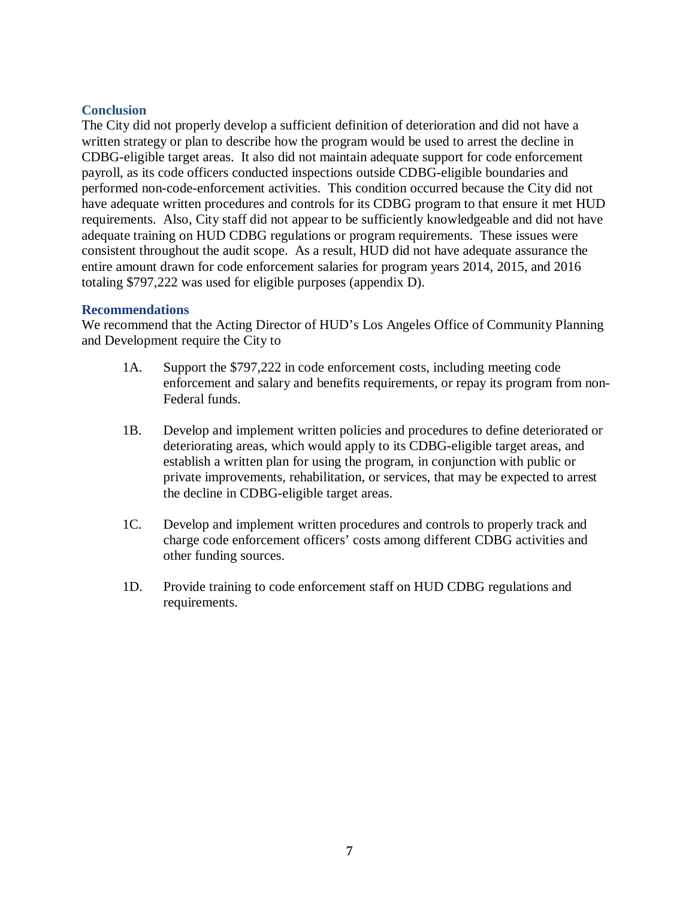### Conclusion

The City did not properly develop a sufficient definition of deterioration and did not have a written strategy or plan to describe how the program would be used to arrest the decline in CDBG-eligible target areas. It also did not maintain adequate support for code enforcement payroll, as its code officers conducted inspections outside CDBG-eligible boundaries and performed non-code-enforcement activities. This condition occurred because the City did not have adequate written procedures and controls for its CDBG program to that ensure it met HUD requirements. Also, City staff did not appear to be sufficiently knowledgeable and did not have adequate training on HUD CDBG regulations or program requirements. These issues were consistent throughout the audit scope. As a result, HUD did not have adequate assurance the entire amount drawn for code enforcement salaries for program years 2014, 2015, and 2016 totaling $797,222 was used for eligible purposes (appendix D).

### Recommendations

We recommend that the Acting Director of HUD's Los Angeles Office of Community Planning and Development require the City to

1A. Support the $797,222 in code enforcement costs, including meeting code enforcement and salary and benefits requirements, or repay its program from non-Federal funds.

1B. Develop and implement written policies and procedures to define deteriorated or deteriorating areas, which would apply to its CDBG-eligible target areas, and establish a written plan for using the program, in conjunction with public or private improvements, rehabilitation, or services, that may be expected to arrest the decline in CDBG-eligible target areas.

1C. Develop and implement written procedures and controls to properly track and charge code enforcement officers' costs among different CDBG activities and other funding sources.

1D. Provide training to code enforcement staff on HUD CDBG regulations and requirements.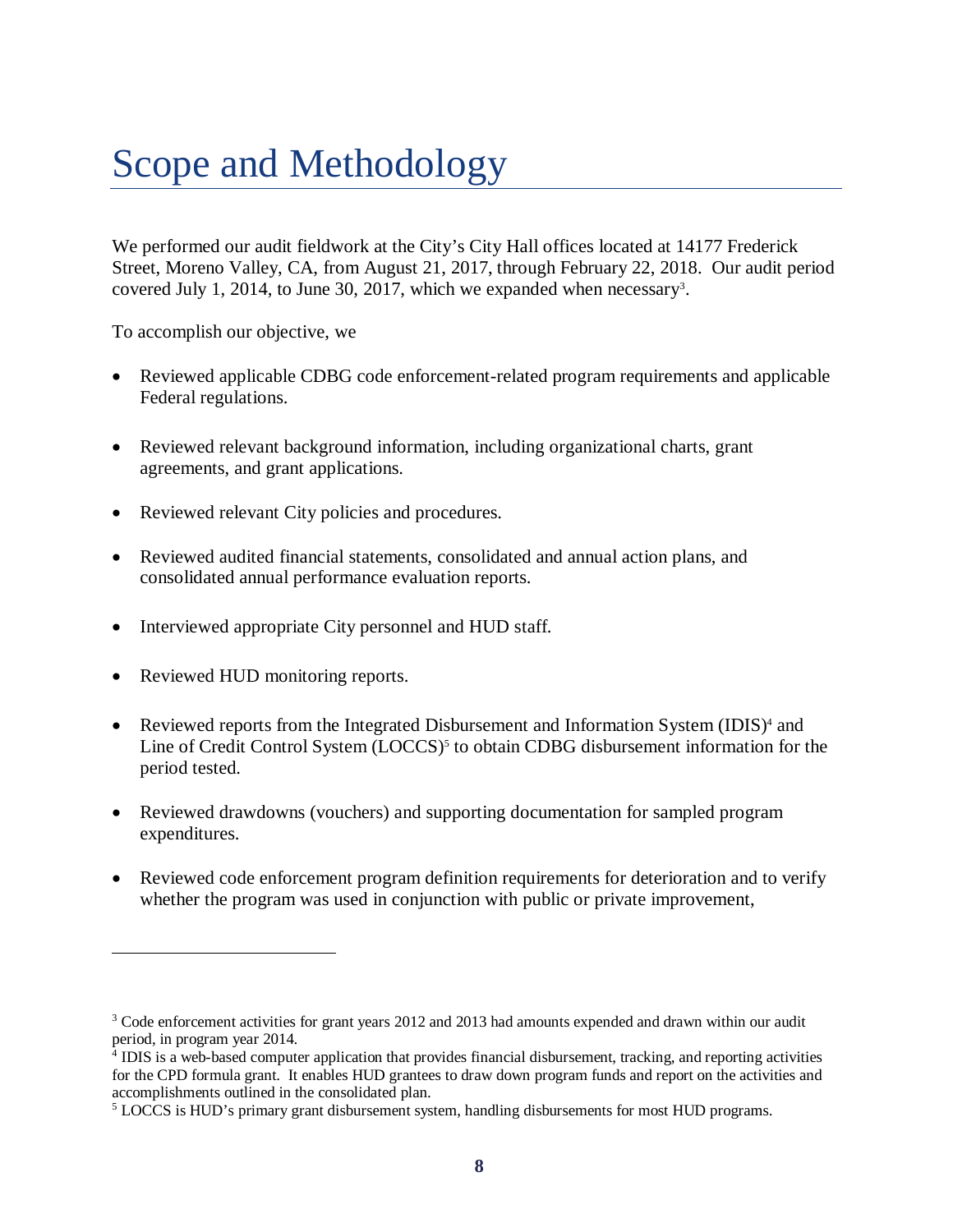# Scope and Methodology

We performed our audit fieldwork at the City's City Hall offices located at 14177 Frederick Street, Moreno Valley, CA, from August 21, 2017, through February 22, 2018. Our audit period covered July 1, 2014, to June 30, 2017, which we expanded when necessary[3].

To accomplish our objective, we

- Reviewed applicable CDBG code enforcement-related program requirements and applicable Federal regulations.
- Reviewed relevant background information, including organizational charts, grant agreements, and grant applications.
- Reviewed relevant City policies and procedures.
- Reviewed audited financial statements, consolidated and annual action plans, and consolidated annual performance evaluation reports.
- Interviewed appropriate City personnel and HUD staff.
- Reviewed HUD monitoring reports.
- Reviewed reports from the Integrated Disbursement and Information System (IDIS)[4] and Line of Credit Control System (LOCCS)[5] to obtain CDBG disbursement information for the period tested.
- Reviewed drawdowns (vouchers) and supporting documentation for sampled program expenditures.
- Reviewed code enforcement program definition requirements for deterioration and to verify whether the program was used in conjunction with public or private improvement,

---

[3] Code enforcement activities for grant years 2012 and 2013 had amounts expended and drawn within our audit period, in program year 2014.

[4] IDIS is a web-based computer application that provides financial disbursement, tracking, and reporting activities for the CPD formula grant. It enables HUD grantees to draw down program funds and report on the activities and accomplishments outlined in the consolidated plan.

[5] LOCCS is HUD's primary grant disbursement system, handling disbursements for most HUD programs.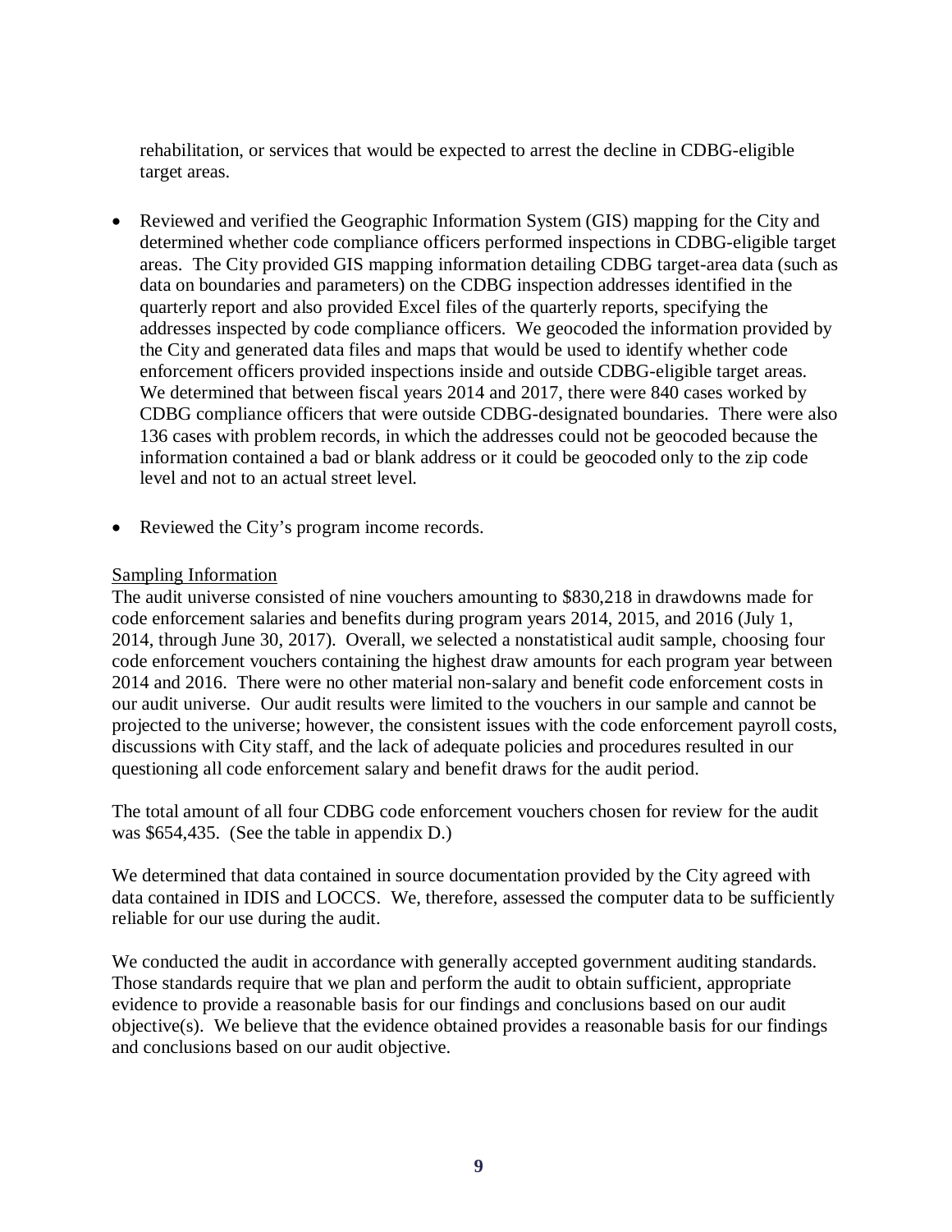rehabilitation, or services that would be expected to arrest the decline in CDBG-eligible target areas.

- Reviewed and verified the Geographic Information System (GIS) mapping for the City and determined whether code compliance officers performed inspections in CDBG-eligible target areas. The City provided GIS mapping information detailing CDBG target-area data (such as data on boundaries and parameters) on the CDBG inspection addresses identified in the quarterly report and also provided Excel files of the quarterly reports, specifying the addresses inspected by code compliance officers. We geocoded the information provided by the City and generated data files and maps that would be used to identify whether code enforcement officers provided inspections inside and outside CDBG-eligible target areas. We determined that between fiscal years 2014 and 2017, there were 840 cases worked by CDBG compliance officers that were outside CDBG-designated boundaries. There were also 136 cases with problem records, in which the addresses could not be geocoded because the information contained a bad or blank address or it could be geocoded only to the zip code level and not to an actual street level.

- Reviewed the City's program income records.

Sampling Information

The audit universe consisted of nine vouchers amounting to $830,218 in drawdowns made for code enforcement salaries and benefits during program years 2014, 2015, and 2016 (July 1, 2014, through June 30, 2017). Overall, we selected a nonstatistical audit sample, choosing four code enforcement vouchers containing the highest draw amounts for each program year between 2014 and 2016. There were no other material non-salary and benefit code enforcement costs in our audit universe. Our audit results were limited to the vouchers in our sample and cannot be projected to the universe; however, the consistent issues with the code enforcement payroll costs, discussions with City staff, and the lack of adequate policies and procedures resulted in our questioning all code enforcement salary and benefit draws for the audit period.

The total amount of all four CDBG code enforcement vouchers chosen for review for the audit was $654,435. (See the table in appendix D.)

We determined that data contained in source documentation provided by the City agreed with data contained in IDIS and LOCCS. We, therefore, assessed the computer data to be sufficiently reliable for our use during the audit.

We conducted the audit in accordance with generally accepted government auditing standards. Those standards require that we plan and perform the audit to obtain sufficient, appropriate evidence to provide a reasonable basis for our findings and conclusions based on our audit objective(s). We believe that the evidence obtained provides a reasonable basis for our findings and conclusions based on our audit objective.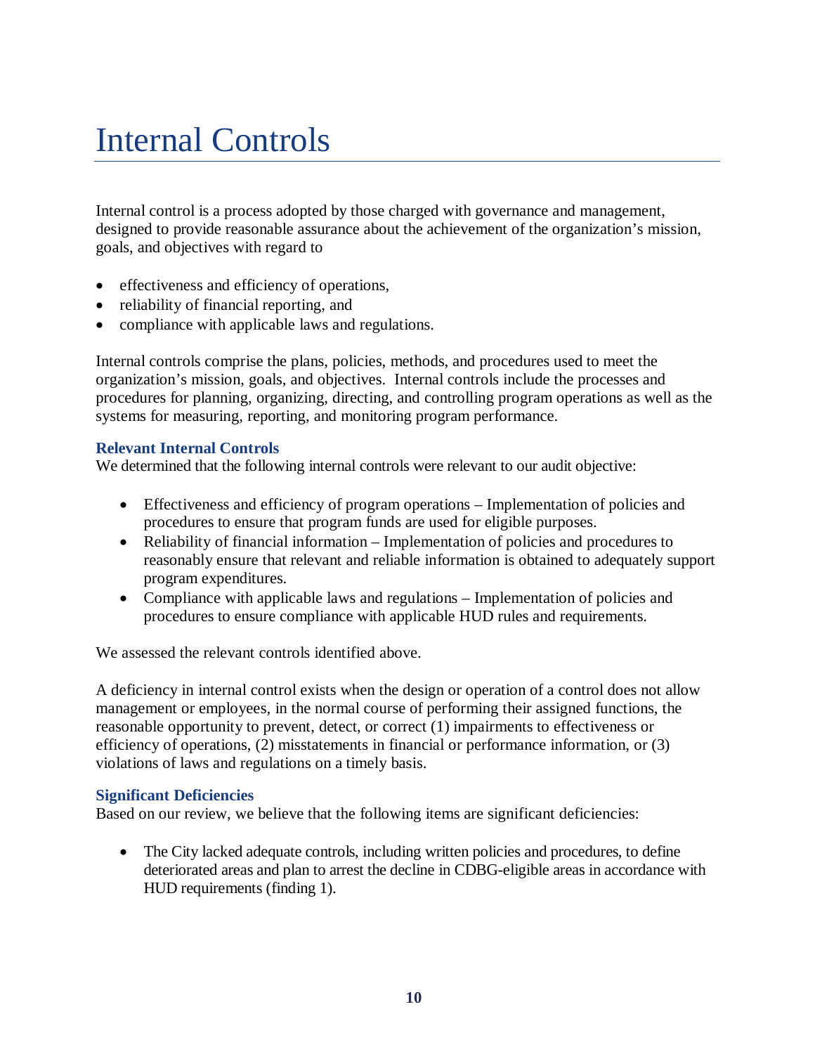# Internal Controls

Internal control is a process adopted by those charged with governance and management, designed to provide reasonable assurance about the achievement of the organization's mission, goals, and objectives with regard to

- effectiveness and efficiency of operations,
- reliability of financial reporting, and
- compliance with applicable laws and regulations.

Internal controls comprise the plans, policies, methods, and procedures used to meet the organization's mission, goals, and objectives. Internal controls include the processes and procedures for planning, organizing, directing, and controlling program operations as well as the systems for measuring, reporting, and monitoring program performance.

### Relevant Internal Controls

We determined that the following internal controls were relevant to our audit objective:

- Effectiveness and efficiency of program operations – Implementation of policies and procedures to ensure that program funds are used for eligible purposes.
- Reliability of financial information – Implementation of policies and procedures to reasonably ensure that relevant and reliable information is obtained to adequately support program expenditures.
- Compliance with applicable laws and regulations – Implementation of policies and procedures to ensure compliance with applicable HUD rules and requirements.

We assessed the relevant controls identified above.

A deficiency in internal control exists when the design or operation of a control does not allow management or employees, in the normal course of performing their assigned functions, the reasonable opportunity to prevent, detect, or correct (1) impairments to effectiveness or efficiency of operations, (2) misstatements in financial or performance information, or (3) violations of laws and regulations on a timely basis.

### Significant Deficiencies

Based on our review, we believe that the following items are significant deficiencies:

- The City lacked adequate controls, including written policies and procedures, to define deteriorated areas and plan to arrest the decline in CDBG-eligible areas in accordance with HUD requirements (finding 1).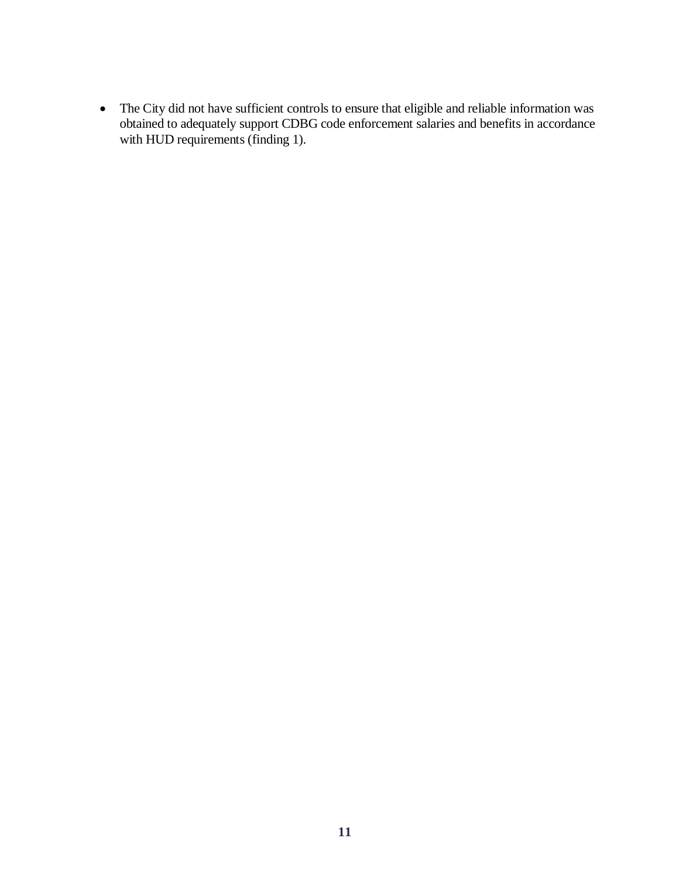- The City did not have sufficient controls to ensure that eligible and reliable information was obtained to adequately support CDBG code enforcement salaries and benefits in accordance with HUD requirements (finding 1).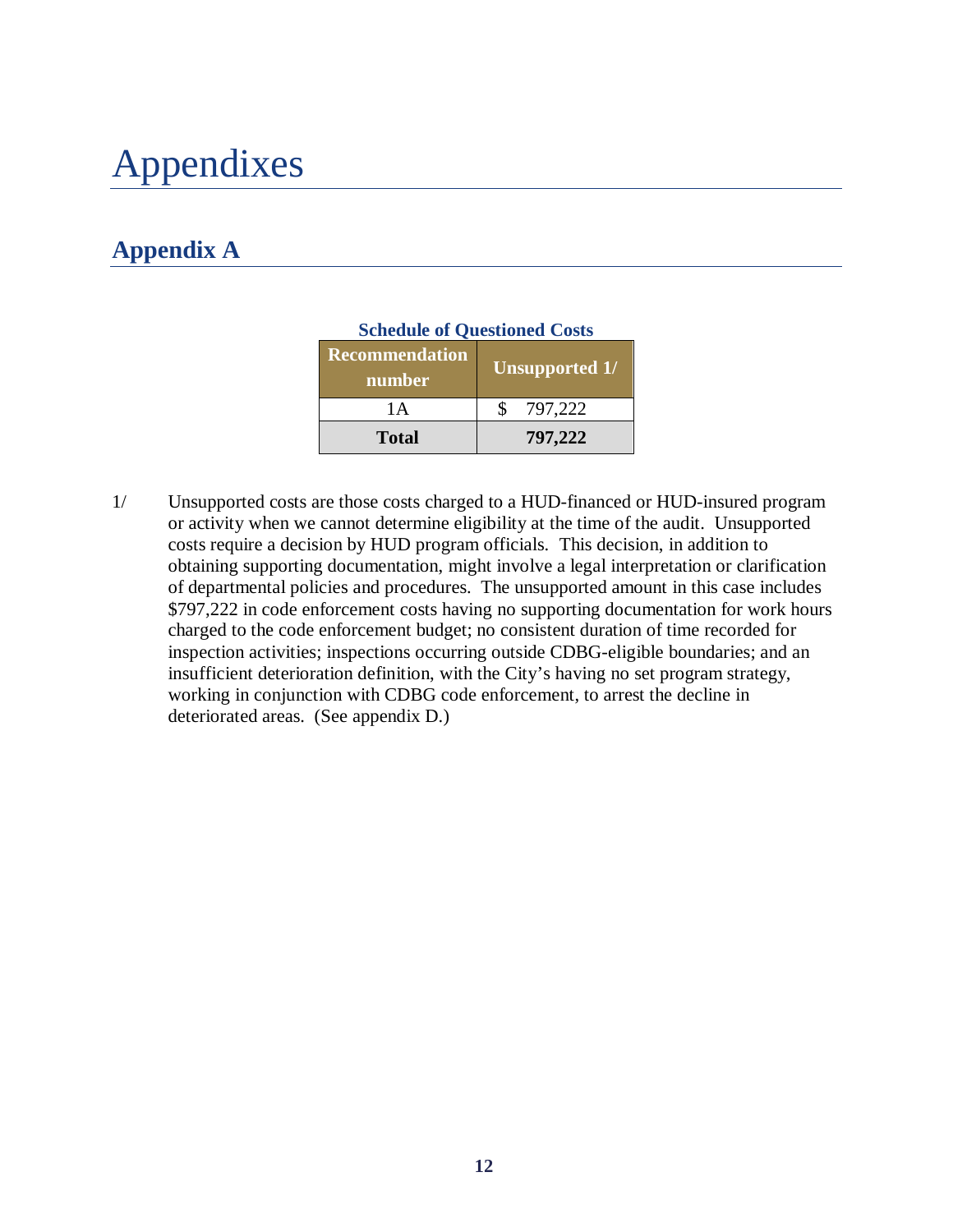# Appendixes

## Appendix A

**Schedule of Questioned Costs**

| Recommendation number | Unsupported 1/ |
|---|---|
| 1A | $ 797,222 |
| **Total** | **797,222** |

1/ Unsupported costs are those costs charged to a HUD-financed or HUD-insured program or activity when we cannot determine eligibility at the time of the audit. Unsupported costs require a decision by HUD program officials. This decision, in addition to obtaining supporting documentation, might involve a legal interpretation or clarification of departmental policies and procedures. The unsupported amount in this case includes $797,222 in code enforcement costs having no supporting documentation for work hours charged to the code enforcement budget; no consistent duration of time recorded for inspection activities; inspections occurring outside CDBG-eligible boundaries; and an insufficient deterioration definition, with the City's having no set program strategy, working in conjunction with CDBG code enforcement, to arrest the decline in deteriorated areas. (See appendix D.)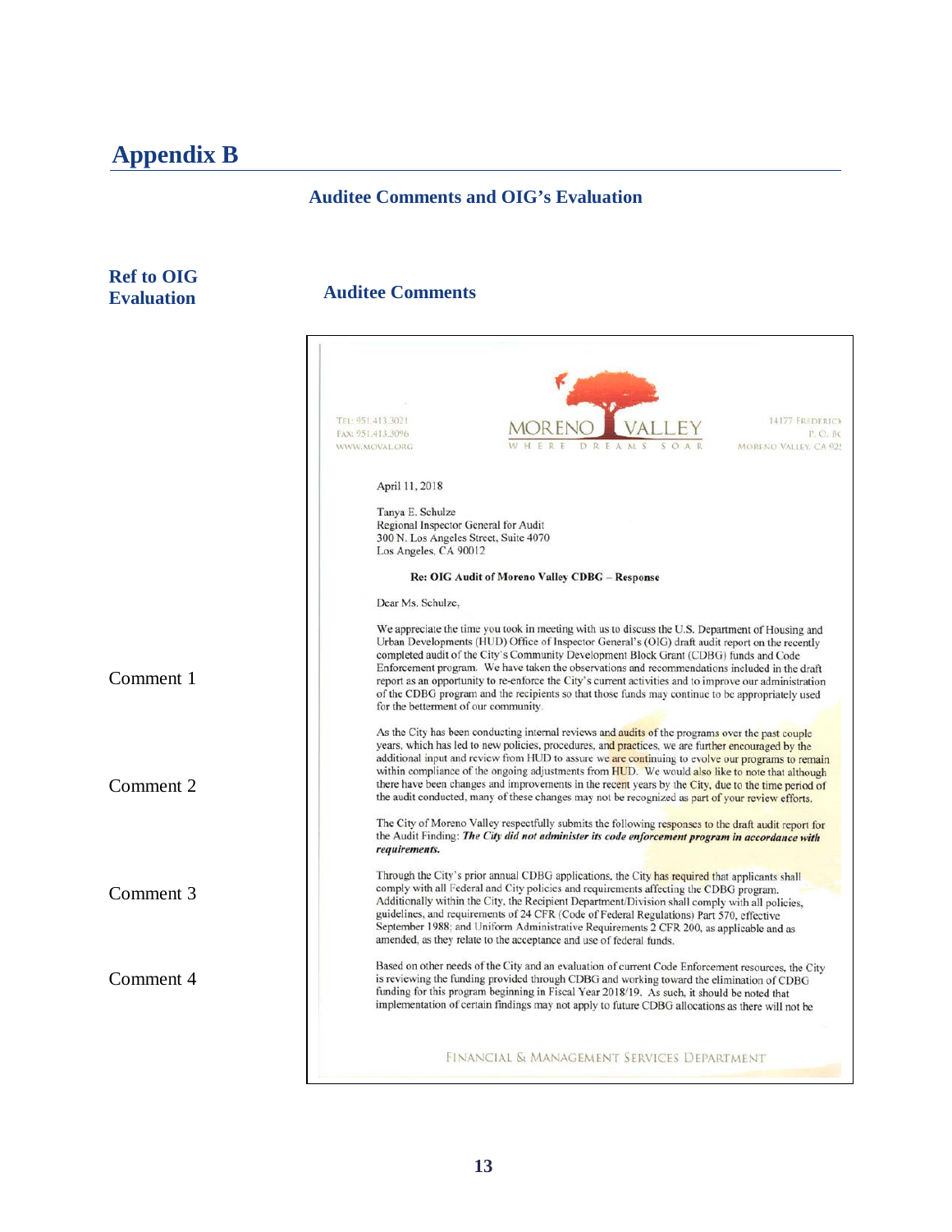# Appendix B

## Auditee Comments and OIG's Evaluation

| Ref to OIG Evaluation | Auditee Comments |
|---|---|

TEL: 951.413.3021
FAX: 951.413.3096
WWW.MOVAL.ORG

MORENO VALLEY
WHERE DREAMS SOAR

14177 FREDERICK
P. O. BC
MORENO VALLEY, CA 92!

April 11, 2018

Tanya E. Schulze
Regional Inspector General for Audit
300 N. Los Angeles Street, Suite 4070
Los Angeles, CA 90012

**Re: OIG Audit of Moreno Valley CDBG – Response**

Dear Ms. Schulze,

Comment 1

We appreciate the time you took in meeting with us to discuss the U.S. Department of Housing and Urban Developments (HUD) Office of Inspector General's (OIG) draft audit report on the recently completed audit of the City's Community Development Block Grant (CDBG) funds and Code Enforcement program. We have taken the observations and recommendations included in the draft report as an opportunity to re-enforce the City's current activities and to improve our administration of the CDBG program and the recipients so that those funds may continue to be appropriately used for the betterment of our community.

Comment 2

As the City has been conducting internal reviews and audits of the programs over the past couple years, which has led to new policies, procedures, and practices, we are further encouraged by the additional input and review from HUD to assure we are continuing to evolve our programs to remain within compliance of the ongoing adjustments from HUD. We would also like to note that although there have been changes and improvements in the recent years by the City, due to the time period of the audit conducted, many of these changes may not be recognized as part of your review efforts.

The City of Moreno Valley respectfully submits the following responses to the draft audit report for the Audit Finding: ***The City did not administer its code enforcement program in accordance with requirements.***

Comment 3

Through the City's prior annual CDBG applications, the City has required that applicants shall comply with all Federal and City policies and requirements affecting the CDBG program. Additionally within the City, the Recipient Department/Division shall comply with all policies, guidelines, and requirements of 24 CFR (Code of Federal Regulations) Part 570, effective September 1988; and Uniform Administrative Requirements 2 CFR 200, as applicable and as amended, as they relate to the acceptance and use of federal funds.

Comment 4

Based on other needs of the City and an evaluation of current Code Enforcement resources, the City is reviewing the funding provided through CDBG and working toward the elimination of CDBG funding for this program beginning in Fiscal Year 2018/19. As such, it should be noted that implementation of certain findings may not apply to future CDBG allocations as there will not be

FINANCIAL & MANAGEMENT SERVICES DEPARTMENT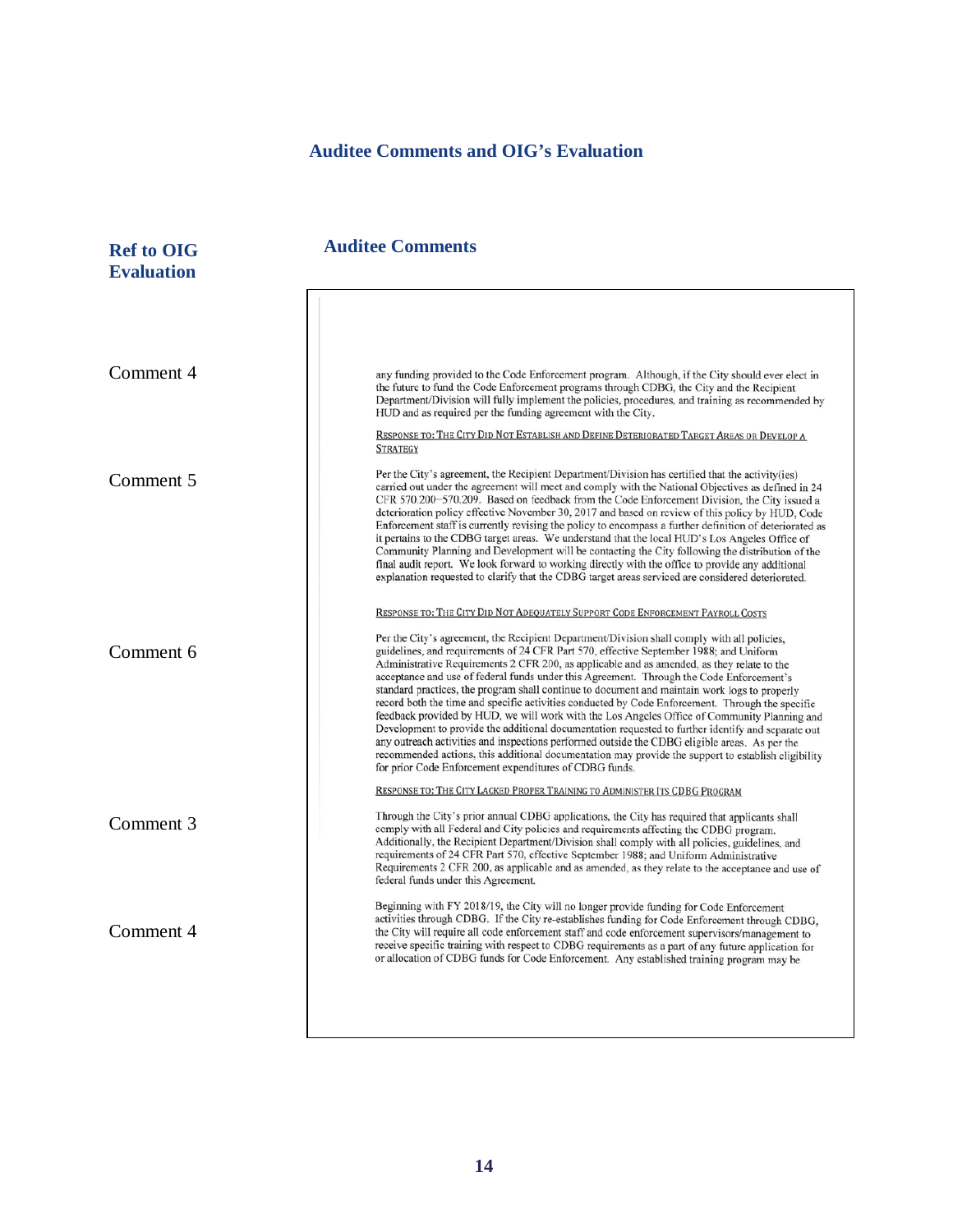## Auditee Comments and OIG's Evaluation

| Ref to OIG Evaluation | Auditee Comments |
|---|---|
| Comment 4 | any funding provided to the Code Enforcement program. Although, if the City should ever elect in the future to fund the Code Enforcement programs through CDBG, the City and the Recipient Department/Division will fully implement the policies, procedures, and training as recommended by HUD and as required per the funding agreement with the City. |
| | RESPONSE TO: THE CITY DID NOT ESTABLISH AND DEFINE DETERIORATED TARGET AREAS OR DEVELOP A STRATEGY |
| Comment 5 | Per the City's agreement, the Recipient Department/Division has certified that the activity(ies) carried out under the agreement will meet and comply with the National Objectives as defined in 24 CFR 570.200–570.209. Based on feedback from the Code Enforcement Division, the City issued a deterioration policy effective November 30, 2017 and based on review of this policy by HUD, Code Enforcement staff is currently revising the policy to encompass a further definition of deteriorated as it pertains to the CDBG target areas. We understand that the local HUD's Los Angeles Office of Community Planning and Development will be contacting the City following the distribution of the final audit report. We look forward to working directly with the office to provide any additional explanation requested to clarify that the CDBG target areas serviced are considered deteriorated. |
| | RESPONSE TO: THE CITY DID NOT ADEQUATELY SUPPORT CODE ENFORCEMENT PAYROLL COSTS |
| Comment 6 | Per the City's agreement, the Recipient Department/Division shall comply with all policies, guidelines, and requirements of 24 CFR Part 570, effective September 1988; and Uniform Administrative Requirements 2 CFR 200, as applicable and as amended, as they relate to the acceptance and use of federal funds under this Agreement. Through the Code Enforcement's standard practices, the program shall continue to document and maintain work logs to properly record both the time and specific activities conducted by Code Enforcement. Through the specific feedback provided by HUD, we will work with the Los Angeles Office of Community Planning and Development to provide the additional documentation requested to further identify and separate out any outreach activities and inspections performed outside the CDBG eligible areas. As per the recommended actions, this additional documentation may provide the support to establish eligibility for prior Code Enforcement expenditures of CDBG funds. |
| | RESPONSE TO: THE CITY LACKED PROPER TRAINING TO ADMINISTER ITS CDBG PROGRAM |
| Comment 3 | Through the City's prior annual CDBG applications, the City has required that applicants shall comply with all Federal and City policies and requirements affecting the CDBG program. Additionally, the Recipient Department/Division shall comply with all policies, guidelines, and requirements of 24 CFR Part 570, effective September 1988; and Uniform Administrative Requirements 2 CFR 200, as applicable and as amended, as they relate to the acceptance and use of federal funds under this Agreement. |
| Comment 4 | Beginning with FY 2018/19, the City will no longer provide funding for Code Enforcement activities through CDBG. If the City re-establishes funding for Code Enforcement through CDBG, the City will require all code enforcement staff and code enforcement supervisors/management to receive specific training with respect to CDBG requirements as a part of any future application for or allocation of CDBG funds for Code Enforcement. Any established training program may be |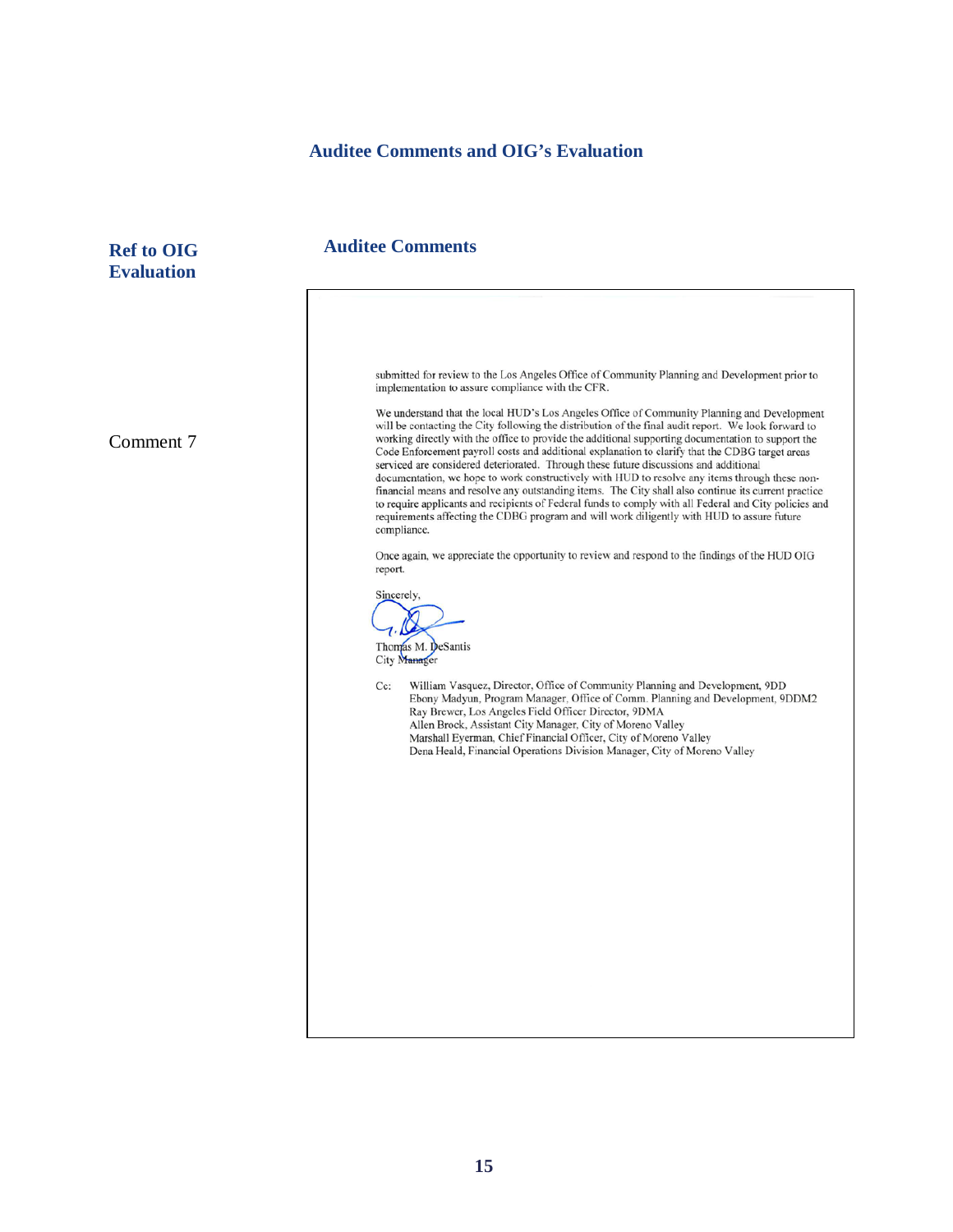## Auditee Comments and OIG's Evaluation

| Ref to OIG Evaluation | Auditee Comments |
|---|---|
| | submitted for review to the Los Angeles Office of Community Planning and Development prior to implementation to assure compliance with the CFR. |
| Comment 7 | We understand that the local HUD's Los Angeles Office of Community Planning and Development will be contacting the City following the distribution of the final audit report. We look forward to working directly with the office to provide the additional supporting documentation to support the Code Enforcement payroll costs and additional explanation to clarify that the CDBG target areas serviced are considered deteriorated. Through these future discussions and additional documentation, we hope to work constructively with HUD to resolve any items through these non-financial means and resolve any outstanding items. The City shall also continue its current practice to require applicants and recipients of Federal funds to comply with all Federal and City policies and requirements affecting the CDBG program and will work diligently with HUD to assure future compliance. |
| | Once again, we appreciate the opportunity to review and respond to the findings of the HUD OIG report. |

Sincerely,

Thomas M. DeSantis
City Manager

Cc: William Vasquez, Director, Office of Community Planning and Development, 9DD
Ebony Madyun, Program Manager, Office of Comm. Planning and Development, 9DDM2
Ray Brewer, Los Angeles Field Officer Director, 9DMA
Allen Brock, Assistant City Manager, City of Moreno Valley
Marshall Eyerman, Chief Financial Officer, City of Moreno Valley
Dena Heald, Financial Operations Division Manager, City of Moreno Valley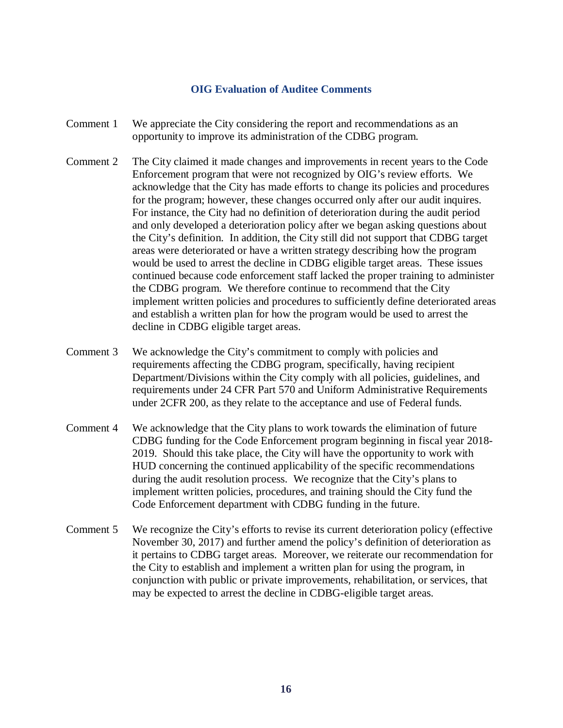## OIG Evaluation of Auditee Comments

Comment 1 We appreciate the City considering the report and recommendations as an opportunity to improve its administration of the CDBG program.

Comment 2 The City claimed it made changes and improvements in recent years to the Code Enforcement program that were not recognized by OIG's review efforts. We acknowledge that the City has made efforts to change its policies and procedures for the program; however, these changes occurred only after our audit inquires. For instance, the City had no definition of deterioration during the audit period and only developed a deterioration policy after we began asking questions about the City's definition. In addition, the City still did not support that CDBG target areas were deteriorated or have a written strategy describing how the program would be used to arrest the decline in CDBG eligible target areas. These issues continued because code enforcement staff lacked the proper training to administer the CDBG program. We therefore continue to recommend that the City implement written policies and procedures to sufficiently define deteriorated areas and establish a written plan for how the program would be used to arrest the decline in CDBG eligible target areas.

Comment 3 We acknowledge the City's commitment to comply with policies and requirements affecting the CDBG program, specifically, having recipient Department/Divisions within the City comply with all policies, guidelines, and requirements under 24 CFR Part 570 and Uniform Administrative Requirements under 2CFR 200, as they relate to the acceptance and use of Federal funds.

Comment 4 We acknowledge that the City plans to work towards the elimination of future CDBG funding for the Code Enforcement program beginning in fiscal year 2018-2019. Should this take place, the City will have the opportunity to work with HUD concerning the continued applicability of the specific recommendations during the audit resolution process. We recognize that the City's plans to implement written policies, procedures, and training should the City fund the Code Enforcement department with CDBG funding in the future.

Comment 5 We recognize the City's efforts to revise its current deterioration policy (effective November 30, 2017) and further amend the policy's definition of deterioration as it pertains to CDBG target areas. Moreover, we reiterate our recommendation for the City to establish and implement a written plan for using the program, in conjunction with public or private improvements, rehabilitation, or services, that may be expected to arrest the decline in CDBG-eligible target areas.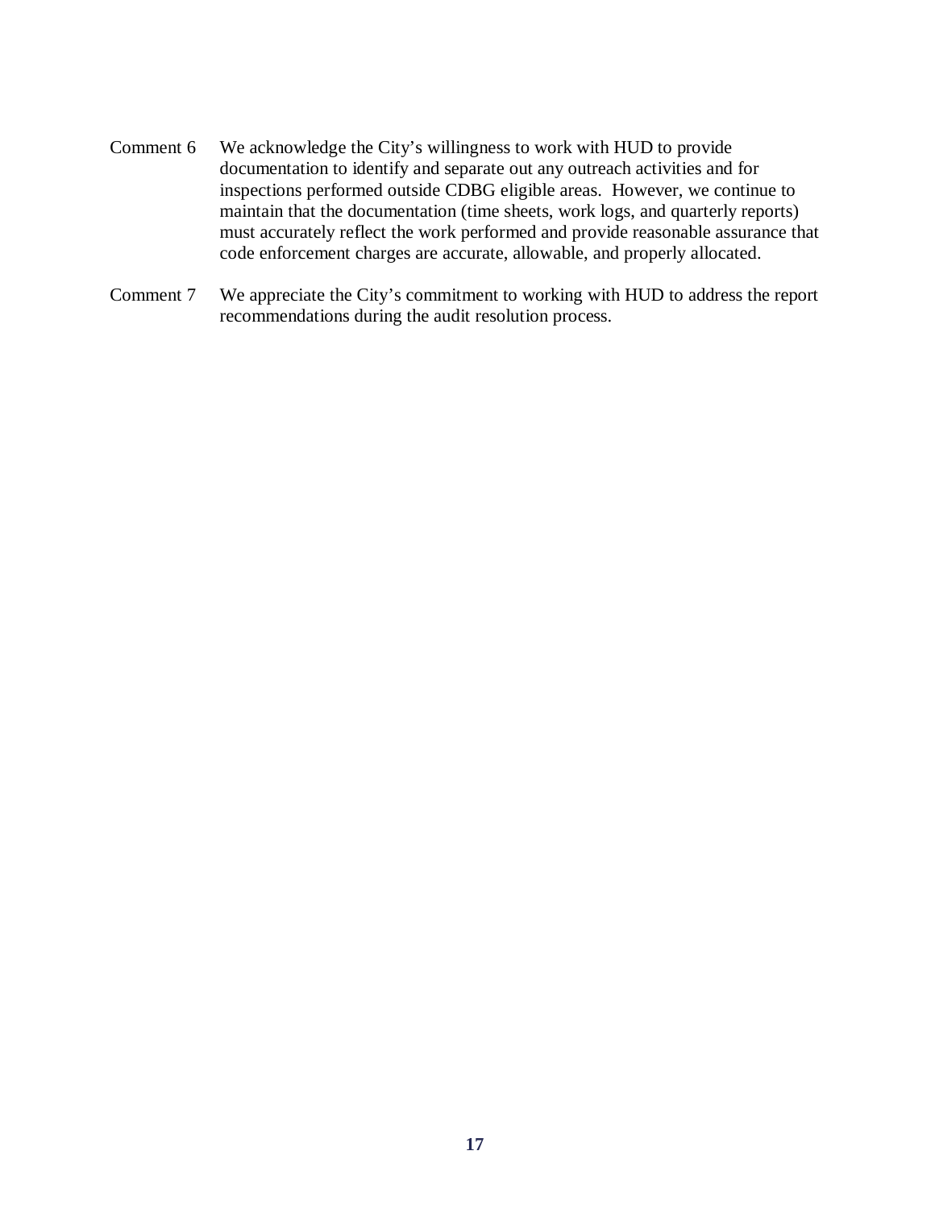Comment 6 We acknowledge the City's willingness to work with HUD to provide documentation to identify and separate out any outreach activities and for inspections performed outside CDBG eligible areas. However, we continue to maintain that the documentation (time sheets, work logs, and quarterly reports) must accurately reflect the work performed and provide reasonable assurance that code enforcement charges are accurate, allowable, and properly allocated.

Comment 7 We appreciate the City's commitment to working with HUD to address the report recommendations during the audit resolution process.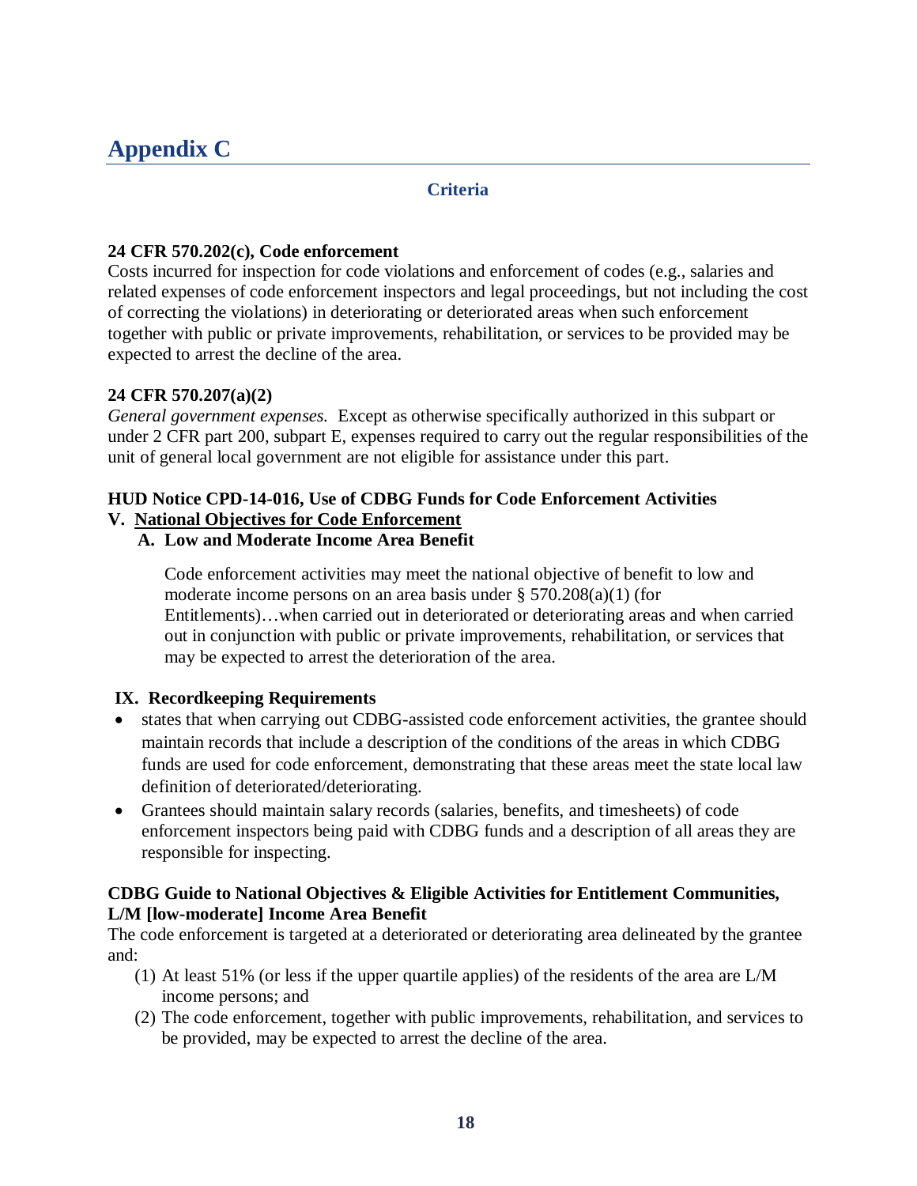# Appendix C

### Criteria

**24 CFR 570.202(c), Code enforcement**
Costs incurred for inspection for code violations and enforcement of codes (e.g., salaries and related expenses of code enforcement inspectors and legal proceedings, but not including the cost of correcting the violations) in deteriorating or deteriorated areas when such enforcement together with public or private improvements, rehabilitation, or services to be provided may be expected to arrest the decline of the area.

**24 CFR 570.207(a)(2)**
*General government expenses.* Except as otherwise specifically authorized in this subpart or under 2 CFR part 200, subpart E, expenses required to carry out the regular responsibilities of the unit of general local government are not eligible for assistance under this part.

**HUD Notice CPD-14-016, Use of CDBG Funds for Code Enforcement Activities**

**V. <u>National Objectives for Code Enforcement</u>**

**A. Low and Moderate Income Area Benefit**

Code enforcement activities may meet the national objective of benefit to low and moderate income persons on an area basis under § 570.208(a)(1) (for Entitlements)…when carried out in deteriorated or deteriorating areas and when carried out in conjunction with public or private improvements, rehabilitation, or services that may be expected to arrest the deterioration of the area.

**IX. Recordkeeping Requirements**

- states that when carrying out CDBG-assisted code enforcement activities, the grantee should maintain records that include a description of the conditions of the areas in which CDBG funds are used for code enforcement, demonstrating that these areas meet the state local law definition of deteriorated/deteriorating.
- Grantees should maintain salary records (salaries, benefits, and timesheets) of code enforcement inspectors being paid with CDBG funds and a description of all areas they are responsible for inspecting.

**CDBG Guide to National Objectives & Eligible Activities for Entitlement Communities, L/M [low-moderate] Income Area Benefit**
The code enforcement is targeted at a deteriorated or deteriorating area delineated by the grantee and:

(1) At least 51% (or less if the upper quartile applies) of the residents of the area are L/M income persons; and
(2) The code enforcement, together with public improvements, rehabilitation, and services to be provided, may be expected to arrest the decline of the area.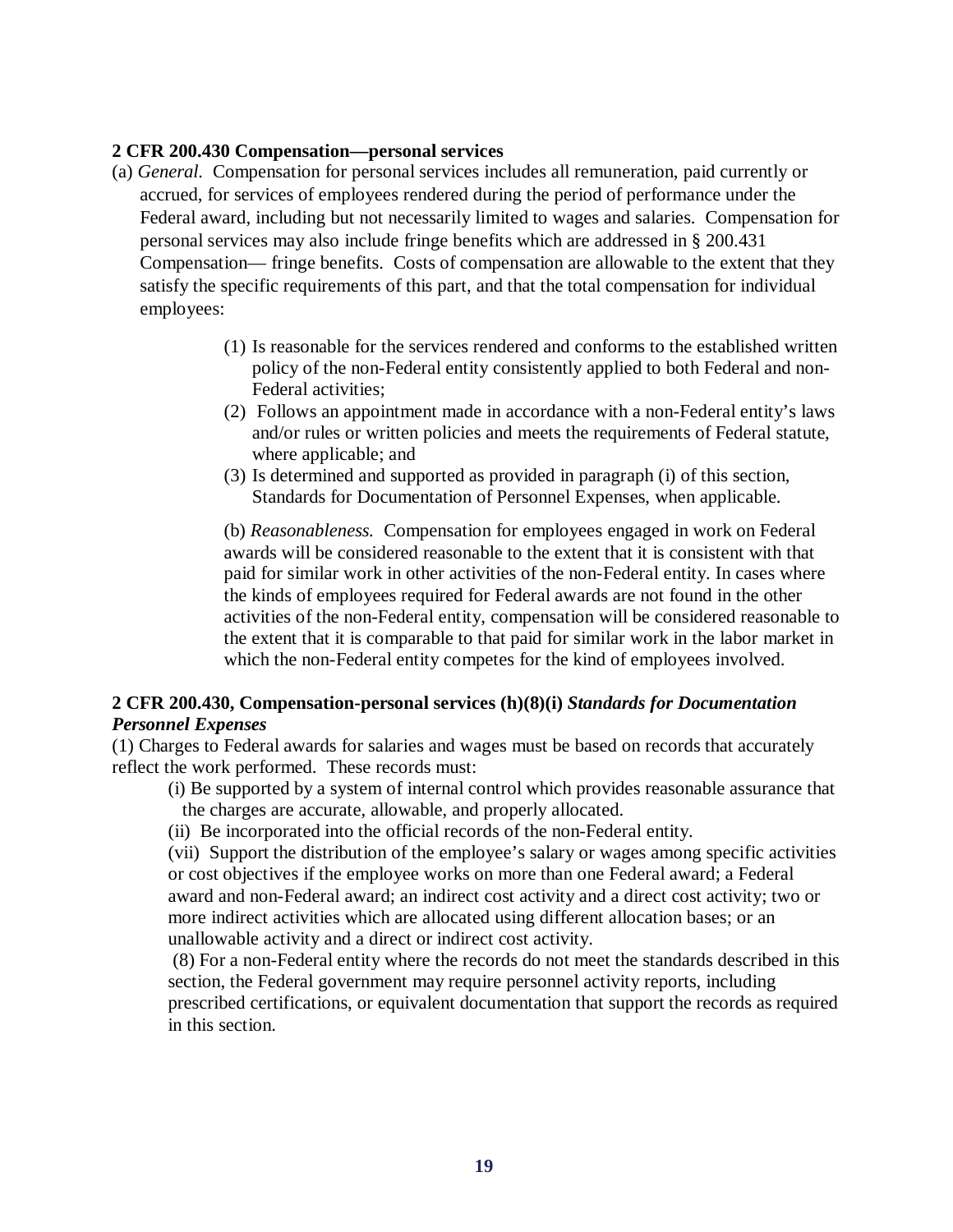**2 CFR 200.430 Compensation—personal services**

(a) *General.* Compensation for personal services includes all remuneration, paid currently or accrued, for services of employees rendered during the period of performance under the Federal award, including but not necessarily limited to wages and salaries. Compensation for personal services may also include fringe benefits which are addressed in § 200.431 Compensation— fringe benefits. Costs of compensation are allowable to the extent that they satisfy the specific requirements of this part, and that the total compensation for individual employees:

> (1) Is reasonable for the services rendered and conforms to the established written policy of the non-Federal entity consistently applied to both Federal and non-Federal activities;
>
> (2) Follows an appointment made in accordance with a non-Federal entity's laws and/or rules or written policies and meets the requirements of Federal statute, where applicable; and
>
> (3) Is determined and supported as provided in paragraph (i) of this section, Standards for Documentation of Personnel Expenses, when applicable.
>
> (b) *Reasonableness.* Compensation for employees engaged in work on Federal awards will be considered reasonable to the extent that it is consistent with that paid for similar work in other activities of the non-Federal entity. In cases where the kinds of employees required for Federal awards are not found in the other activities of the non-Federal entity, compensation will be considered reasonable to the extent that it is comparable to that paid for similar work in the labor market in which the non-Federal entity competes for the kind of employees involved.

**2 CFR 200.430, Compensation-personal services (h)(8)(i)** ***Standards for Documentation Personnel Expenses***

(1) Charges to Federal awards for salaries and wages must be based on records that accurately reflect the work performed. These records must:

> (i) Be supported by a system of internal control which provides reasonable assurance that the charges are accurate, allowable, and properly allocated.
>
> (ii) Be incorporated into the official records of the non-Federal entity.
>
> (vii) Support the distribution of the employee's salary or wages among specific activities or cost objectives if the employee works on more than one Federal award; a Federal award and non-Federal award; an indirect cost activity and a direct cost activity; two or more indirect activities which are allocated using different allocation bases; or an unallowable activity and a direct or indirect cost activity.
>
> (8) For a non-Federal entity where the records do not meet the standards described in this section, the Federal government may require personnel activity reports, including prescribed certifications, or equivalent documentation that support the records as required in this section.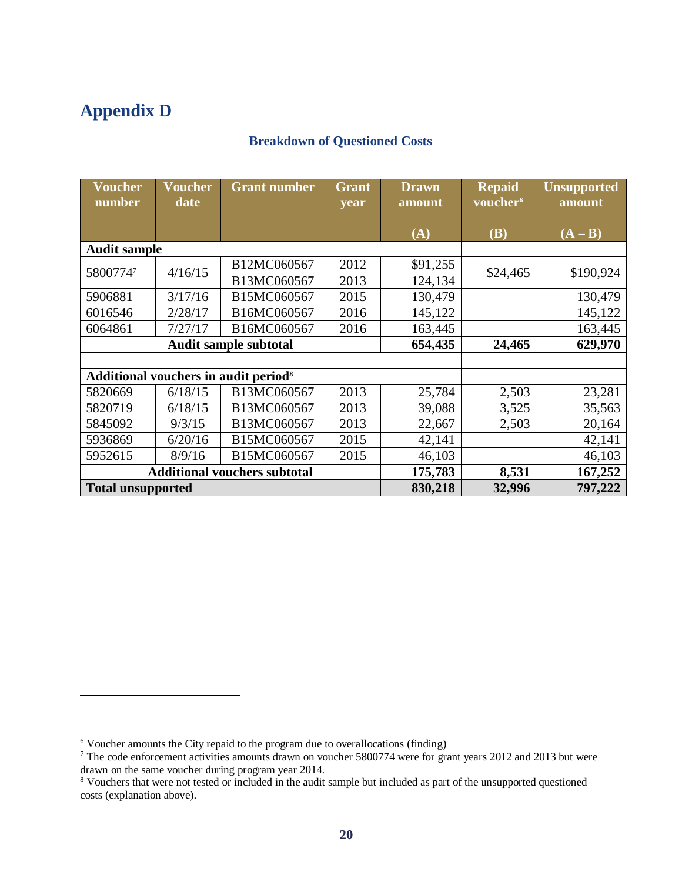# Appendix D

### Breakdown of Questioned Costs

| Voucher number | Voucher date | Grant number | Grant year | Drawn amount (A) | Repaid voucher[6] (B) | Unsupported amount (A – B) |
|---|---|---|---|---|---|---|
| **Audit sample** | | | | | | |
| 5800774[7] | 4/16/15 | B12MC060567 | 2012 | $91,255 | $24,465 | $190,924 |
| | | B13MC060567 | 2013 | 124,134 | | |
| 5906881 | 3/17/16 | B15MC060567 | 2015 | 130,479 | | 130,479 |
| 6016546 | 2/28/17 | B16MC060567 | 2016 | 145,122 | | 145,122 |
| 6064861 | 7/27/17 | B16MC060567 | 2016 | 163,445 | | 163,445 |
| **Audit sample subtotal** | | | | **654,435** | **24,465** | **629,970** |
| | | | | | | |
| **Additional vouchers in audit period[8]** | | | | | | |
| 5820669 | 6/18/15 | B13MC060567 | 2013 | 25,784 | 2,503 | 23,281 |
| 5820719 | 6/18/15 | B13MC060567 | 2013 | 39,088 | 3,525 | 35,563 |
| 5845092 | 9/3/15 | B13MC060567 | 2013 | 22,667 | 2,503 | 20,164 |
| 5936869 | 6/20/16 | B15MC060567 | 2015 | 42,141 | | 42,141 |
| 5952615 | 8/9/16 | B15MC060567 | 2015 | 46,103 | | 46,103 |
| **Additional vouchers subtotal** | | | | **175,783** | **8,531** | **167,252** |
| **Total unsupported** | | | | **830,218** | **32,996** | **797,222** |

[6] Voucher amounts the City repaid to the program due to overallocations (finding)

[7] The code enforcement activities amounts drawn on voucher 5800774 were for grant years 2012 and 2013 but were drawn on the same voucher during program year 2014.

[8] Vouchers that were not tested or included in the audit sample but included as part of the unsupported questioned costs (explanation above).